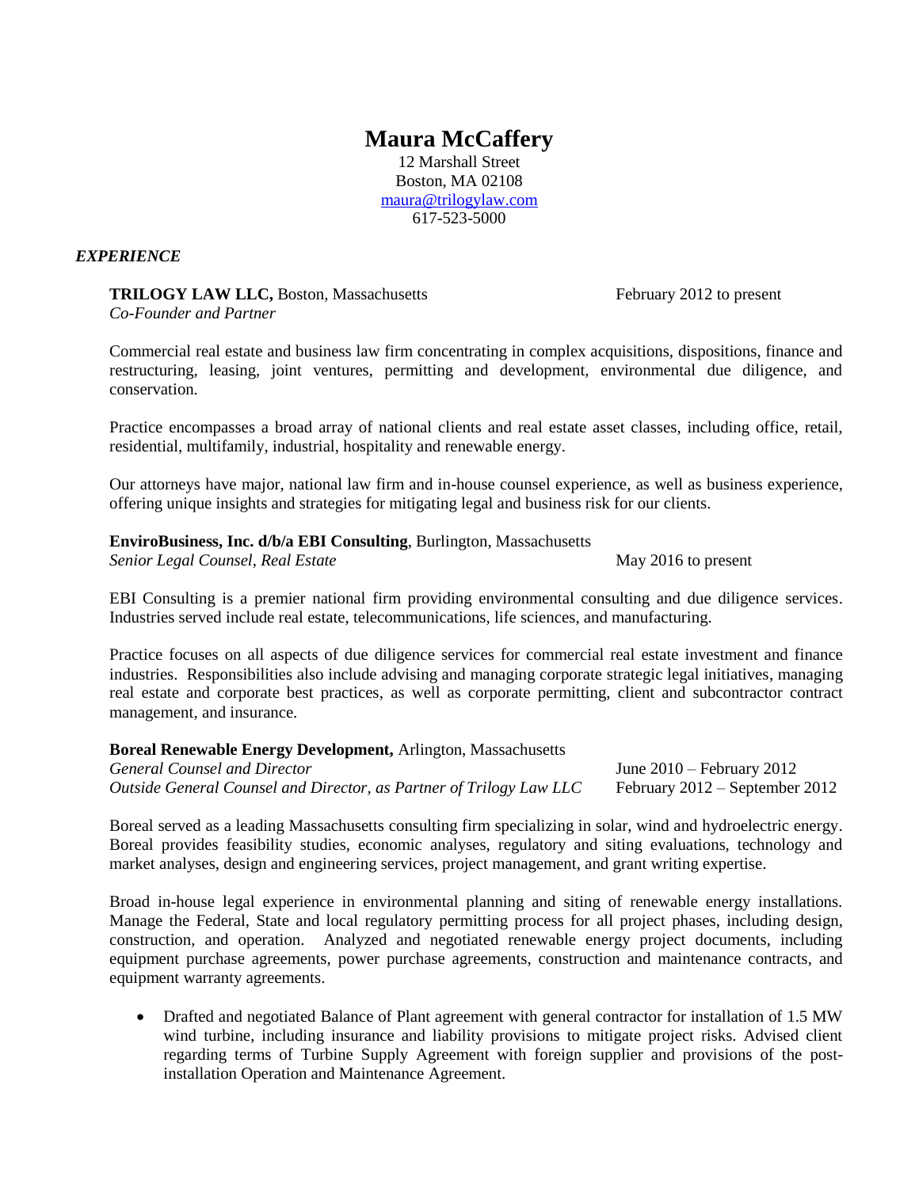# Maura McCaffery

12 Marshall Street
Boston, MA 02108
maura@trilogylaw.com
617-523-5000

## *EXPERIENCE*

**TRILOGY LAW LLC,** Boston, Massachusetts — February 2012 to present
*Co-Founder and Partner*

Commercial real estate and business law firm concentrating in complex acquisitions, dispositions, finance and restructuring, leasing, joint ventures, permitting and development, environmental due diligence, and conservation.

Practice encompasses a broad array of national clients and real estate asset classes, including office, retail, residential, multifamily, industrial, hospitality and renewable energy.

Our attorneys have major, national law firm and in-house counsel experience, as well as business experience, offering unique insights and strategies for mitigating legal and business risk for our clients.

**EnviroBusiness, Inc. d/b/a EBI Consulting**, Burlington, Massachusetts
*Senior Legal Counsel, Real Estate* — May 2016 to present

EBI Consulting is a premier national firm providing environmental consulting and due diligence services. Industries served include real estate, telecommunications, life sciences, and manufacturing.

Practice focuses on all aspects of due diligence services for commercial real estate investment and finance industries. Responsibilities also include advising and managing corporate strategic legal initiatives, managing real estate and corporate best practices, as well as corporate permitting, client and subcontractor contract management, and insurance.

**Boreal Renewable Energy Development,** Arlington, Massachusetts
*General Counsel and Director* — June 2010 – February 2012
*Outside General Counsel and Director, as Partner of Trilogy Law LLC* — February 2012 – September 2012

Boreal served as a leading Massachusetts consulting firm specializing in solar, wind and hydroelectric energy. Boreal provides feasibility studies, economic analyses, regulatory and siting evaluations, technology and market analyses, design and engineering services, project management, and grant writing expertise.

Broad in-house legal experience in environmental planning and siting of renewable energy installations. Manage the Federal, State and local regulatory permitting process for all project phases, including design, construction, and operation. Analyzed and negotiated renewable energy project documents, including equipment purchase agreements, power purchase agreements, construction and maintenance contracts, and equipment warranty agreements.

- Drafted and negotiated Balance of Plant agreement with general contractor for installation of 1.5 MW wind turbine, including insurance and liability provisions to mitigate project risks. Advised client regarding terms of Turbine Supply Agreement with foreign supplier and provisions of the post-installation Operation and Maintenance Agreement.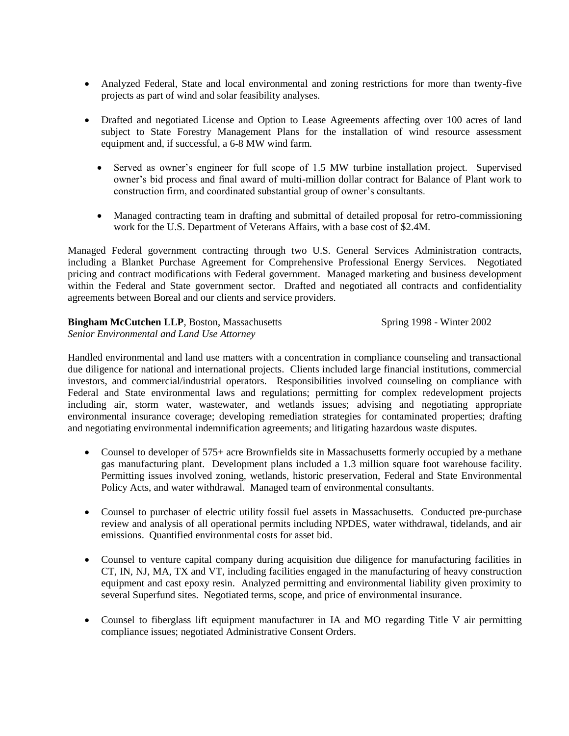- Analyzed Federal, State and local environmental and zoning restrictions for more than twenty-five projects as part of wind and solar feasibility analyses.

- Drafted and negotiated License and Option to Lease Agreements affecting over 100 acres of land subject to State Forestry Management Plans for the installation of wind resource assessment equipment and, if successful, a 6-8 MW wind farm.

  - Served as owner's engineer for full scope of 1.5 MW turbine installation project. Supervised owner's bid process and final award of multi-million dollar contract for Balance of Plant work to construction firm, and coordinated substantial group of owner's consultants.

  - Managed contracting team in drafting and submittal of detailed proposal for retro-commissioning work for the U.S. Department of Veterans Affairs, with a base cost of $2.4M.

Managed Federal government contracting through two U.S. General Services Administration contracts, including a Blanket Purchase Agreement for Comprehensive Professional Energy Services. Negotiated pricing and contract modifications with Federal government. Managed marketing and business development within the Federal and State government sector. Drafted and negotiated all contracts and confidentiality agreements between Boreal and our clients and service providers.

**Bingham McCutchen LLP**, Boston, Massachusetts — Spring 1998 - Winter 2002
*Senior Environmental and Land Use Attorney*

Handled environmental and land use matters with a concentration in compliance counseling and transactional due diligence for national and international projects. Clients included large financial institutions, commercial investors, and commercial/industrial operators. Responsibilities involved counseling on compliance with Federal and State environmental laws and regulations; permitting for complex redevelopment projects including air, storm water, wastewater, and wetlands issues; advising and negotiating appropriate environmental insurance coverage; developing remediation strategies for contaminated properties; drafting and negotiating environmental indemnification agreements; and litigating hazardous waste disputes.

- Counsel to developer of 575+ acre Brownfields site in Massachusetts formerly occupied by a methane gas manufacturing plant. Development plans included a 1.3 million square foot warehouse facility. Permitting issues involved zoning, wetlands, historic preservation, Federal and State Environmental Policy Acts, and water withdrawal. Managed team of environmental consultants.

- Counsel to purchaser of electric utility fossil fuel assets in Massachusetts. Conducted pre-purchase review and analysis of all operational permits including NPDES, water withdrawal, tidelands, and air emissions. Quantified environmental costs for asset bid.

- Counsel to venture capital company during acquisition due diligence for manufacturing facilities in CT, IN, NJ, MA, TX and VT, including facilities engaged in the manufacturing of heavy construction equipment and cast epoxy resin. Analyzed permitting and environmental liability given proximity to several Superfund sites. Negotiated terms, scope, and price of environmental insurance.

- Counsel to fiberglass lift equipment manufacturer in IA and MO regarding Title V air permitting compliance issues; negotiated Administrative Consent Orders.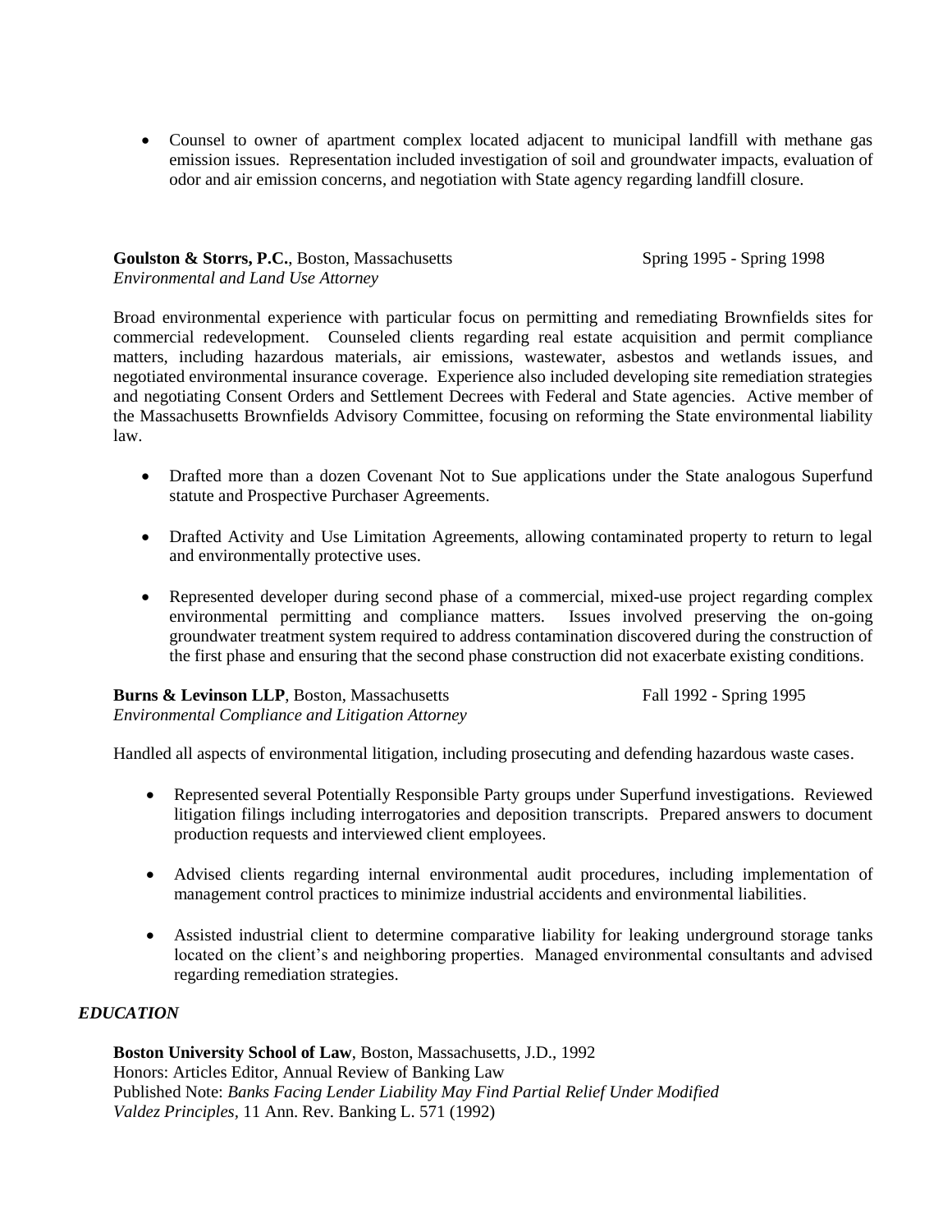- Counsel to owner of apartment complex located adjacent to municipal landfill with methane gas emission issues. Representation included investigation of soil and groundwater impacts, evaluation of odor and air emission concerns, and negotiation with State agency regarding landfill closure.

**Goulston & Storrs, P.C.**, Boston, Massachusetts — Spring 1995 - Spring 1998
*Environmental and Land Use Attorney*

Broad environmental experience with particular focus on permitting and remediating Brownfields sites for commercial redevelopment. Counseled clients regarding real estate acquisition and permit compliance matters, including hazardous materials, air emissions, wastewater, asbestos and wetlands issues, and negotiated environmental insurance coverage. Experience also included developing site remediation strategies and negotiating Consent Orders and Settlement Decrees with Federal and State agencies. Active member of the Massachusetts Brownfields Advisory Committee, focusing on reforming the State environmental liability law.

- Drafted more than a dozen Covenant Not to Sue applications under the State analogous Superfund statute and Prospective Purchaser Agreements.
- Drafted Activity and Use Limitation Agreements, allowing contaminated property to return to legal and environmentally protective uses.
- Represented developer during second phase of a commercial, mixed-use project regarding complex environmental permitting and compliance matters. Issues involved preserving the on-going groundwater treatment system required to address contamination discovered during the construction of the first phase and ensuring that the second phase construction did not exacerbate existing conditions.

**Burns & Levinson LLP**, Boston, Massachusetts — Fall 1992 - Spring 1995
*Environmental Compliance and Litigation Attorney*

Handled all aspects of environmental litigation, including prosecuting and defending hazardous waste cases.

- Represented several Potentially Responsible Party groups under Superfund investigations. Reviewed litigation filings including interrogatories and deposition transcripts. Prepared answers to document production requests and interviewed client employees.
- Advised clients regarding internal environmental audit procedures, including implementation of management control practices to minimize industrial accidents and environmental liabilities.
- Assisted industrial client to determine comparative liability for leaking underground storage tanks located on the client's and neighboring properties. Managed environmental consultants and advised regarding remediation strategies.

***EDUCATION***

**Boston University School of Law**, Boston, Massachusetts, J.D., 1992
Honors: Articles Editor, Annual Review of Banking Law
Published Note: *Banks Facing Lender Liability May Find Partial Relief Under Modified Valdez Principles*, 11 Ann. Rev. Banking L. 571 (1992)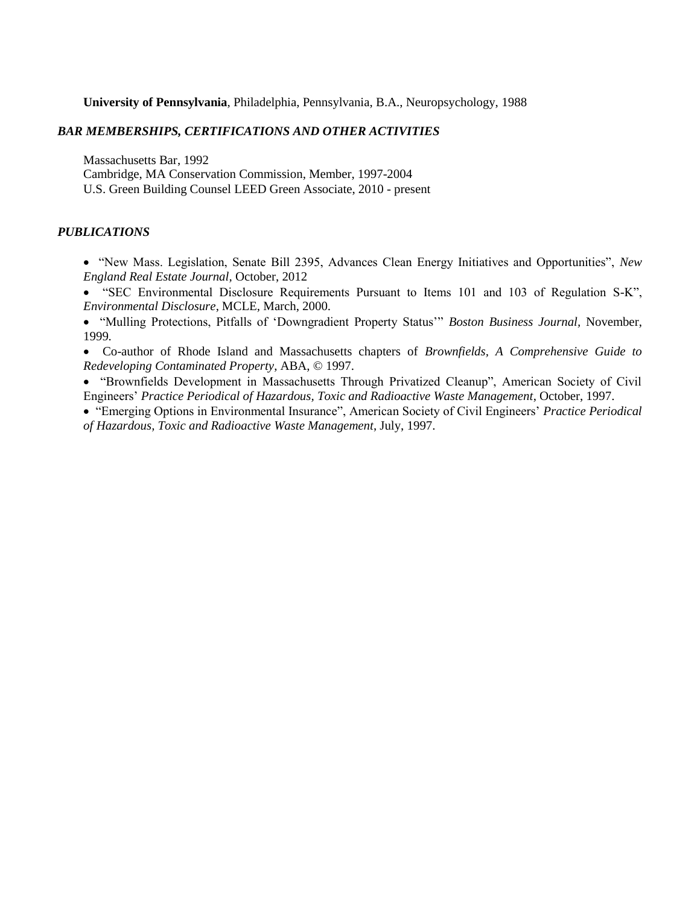**University of Pennsylvania**, Philadelphia, Pennsylvania, B.A., Neuropsychology, 1988

### *BAR MEMBERSHIPS, CERTIFICATIONS AND OTHER ACTIVITIES*

Massachusetts Bar, 1992
Cambridge, MA Conservation Commission, Member, 1997-2004
U.S. Green Building Counsel LEED Green Associate, 2010 - present

### *PUBLICATIONS*

- "New Mass. Legislation, Senate Bill 2395, Advances Clean Energy Initiatives and Opportunities", *New England Real Estate Journal,* October, 2012
- "SEC Environmental Disclosure Requirements Pursuant to Items 101 and 103 of Regulation S-K", *Environmental Disclosure*, MCLE, March, 2000.
- "Mulling Protections, Pitfalls of 'Downgradient Property Status'" *Boston Business Journal*, November, 1999.
- Co-author of Rhode Island and Massachusetts chapters of *Brownfields, A Comprehensive Guide to Redeveloping Contaminated Property*, ABA, © 1997.
- "Brownfields Development in Massachusetts Through Privatized Cleanup", American Society of Civil Engineers' *Practice Periodical of Hazardous, Toxic and Radioactive Waste Management*, October, 1997.
- "Emerging Options in Environmental Insurance", American Society of Civil Engineers' *Practice Periodical of Hazardous, Toxic and Radioactive Waste Management*, July, 1997.